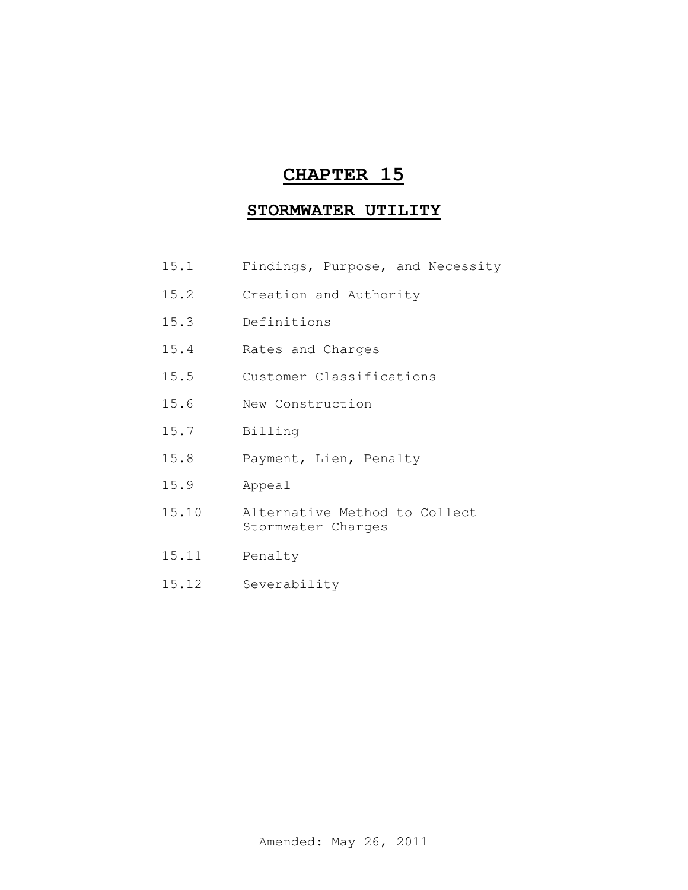# CHAPTER 15

## STORMWATER UTILITY

| | |
|---|---|
| 15.1 | Findings, Purpose, and Necessity |
| 15.2 | Creation and Authority |
| 15.3 | Definitions |
| 15.4 | Rates and Charges |
| 15.5 | Customer Classifications |
| 15.6 | New Construction |
| 15.7 | Billing |
| 15.8 | Payment, Lien, Penalty |
| 15.9 | Appeal |
| 15.10 | Alternative Method to Collect Stormwater Charges |
| 15.11 | Penalty |
| 15.12 | Severability |

Amended: May 26, 2011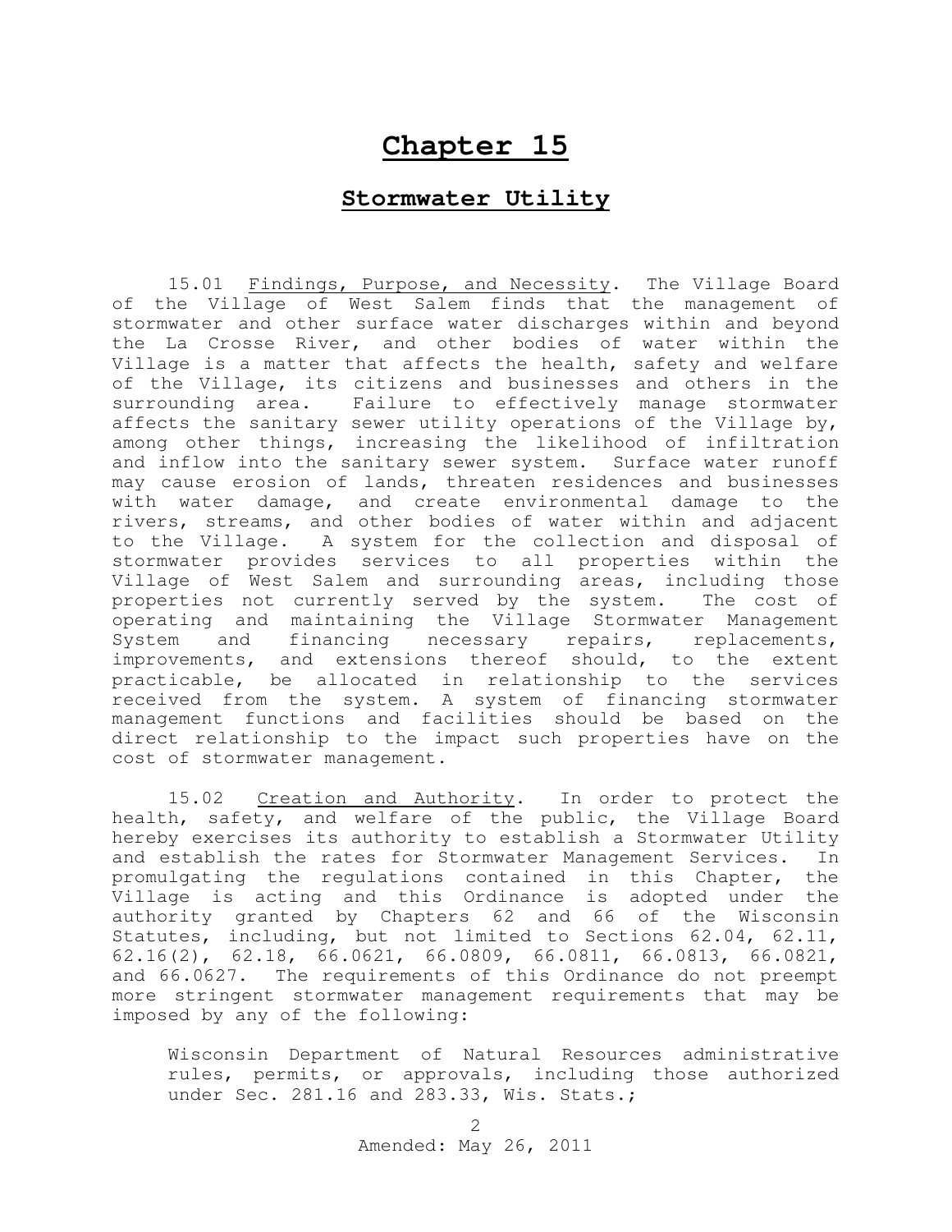# Chapter 15

## Stormwater Utility

15.01 Findings, Purpose, and Necessity. The Village Board of the Village of West Salem finds that the management of stormwater and other surface water discharges within and beyond the La Crosse River, and other bodies of water within the Village is a matter that affects the health, safety and welfare of the Village, its citizens and businesses and others in the surrounding area. Failure to effectively manage stormwater affects the sanitary sewer utility operations of the Village by, among other things, increasing the likelihood of infiltration and inflow into the sanitary sewer system. Surface water runoff may cause erosion of lands, threaten residences and businesses with water damage, and create environmental damage to the rivers, streams, and other bodies of water within and adjacent to the Village. A system for the collection and disposal of stormwater provides services to all properties within the Village of West Salem and surrounding areas, including those properties not currently served by the system. The cost of operating and maintaining the Village Stormwater Management System and financing necessary repairs, replacements, improvements, and extensions thereof should, to the extent practicable, be allocated in relationship to the services received from the system. A system of financing stormwater management functions and facilities should be based on the direct relationship to the impact such properties have on the cost of stormwater management.

15.02 Creation and Authority. In order to protect the health, safety, and welfare of the public, the Village Board hereby exercises its authority to establish a Stormwater Utility and establish the rates for Stormwater Management Services. In promulgating the regulations contained in this Chapter, the Village is acting and this Ordinance is adopted under the authority granted by Chapters 62 and 66 of the Wisconsin Statutes, including, but not limited to Sections 62.04, 62.11, 62.16(2), 62.18, 66.0621, 66.0809, 66.0811, 66.0813, 66.0821, and 66.0627. The requirements of this Ordinance do not preempt more stringent stormwater management requirements that may be imposed by any of the following:

Wisconsin Department of Natural Resources administrative rules, permits, or approvals, including those authorized under Sec. 281.16 and 283.33, Wis. Stats.;

Amended: May 26, 2011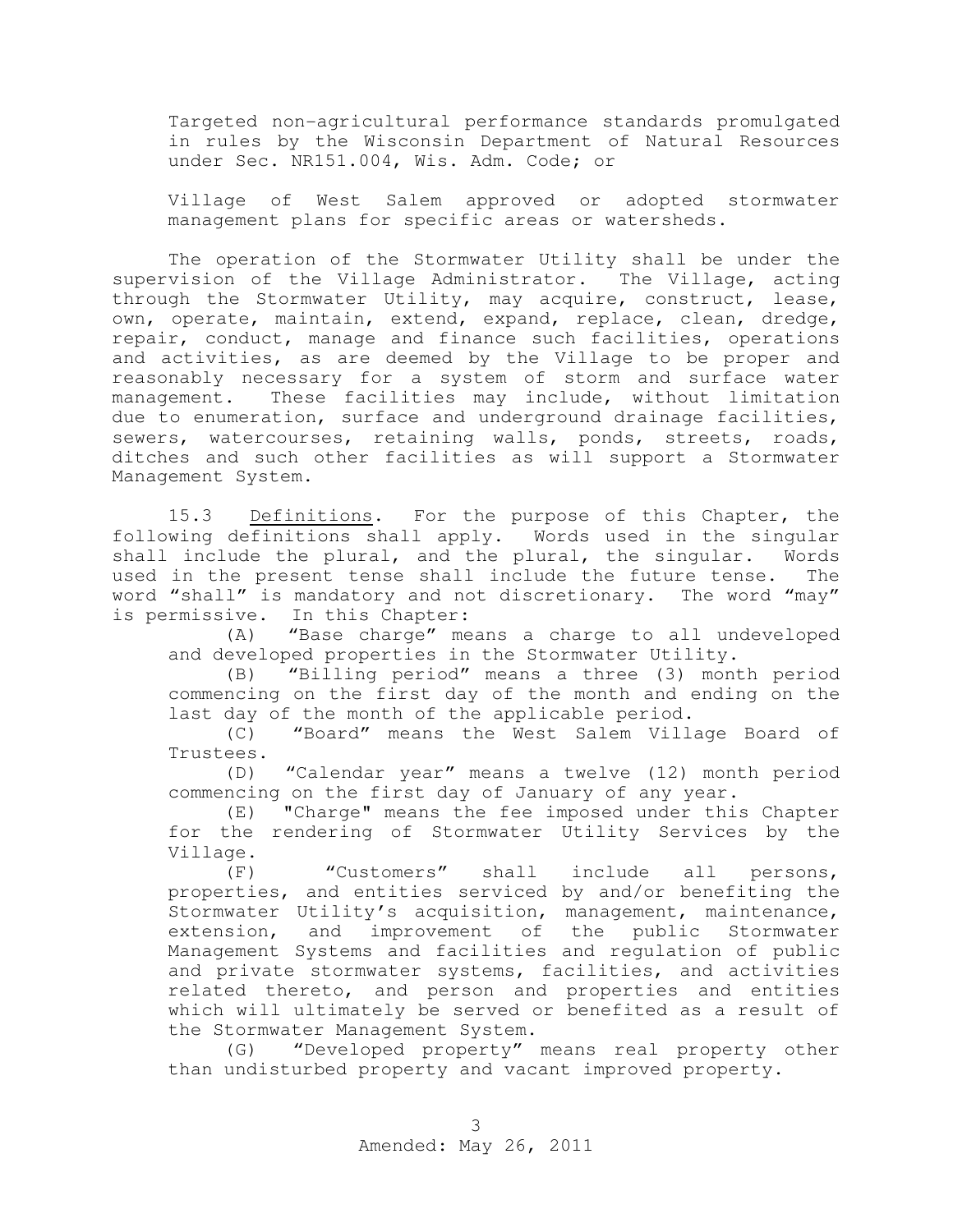Targeted non-agricultural performance standards promulgated in rules by the Wisconsin Department of Natural Resources under Sec. NR151.004, Wis. Adm. Code; or

Village of West Salem approved or adopted stormwater management plans for specific areas or watersheds.

The operation of the Stormwater Utility shall be under the supervision of the Village Administrator. The Village, acting through the Stormwater Utility, may acquire, construct, lease, own, operate, maintain, extend, expand, replace, clean, dredge, repair, conduct, manage and finance such facilities, operations and activities, as are deemed by the Village to be proper and reasonably necessary for a system of storm and surface water management. These facilities may include, without limitation due to enumeration, surface and underground drainage facilities, sewers, watercourses, retaining walls, ponds, streets, roads, ditches and such other facilities as will support a Stormwater Management System.

15.3 Definitions. For the purpose of this Chapter, the following definitions shall apply. Words used in the singular shall include the plural, and the plural, the singular. Words used in the present tense shall include the future tense. The word "shall" is mandatory and not discretionary. The word "may" is permissive. In this Chapter:

(A) "Base charge" means a charge to all undeveloped and developed properties in the Stormwater Utility.

(B) "Billing period" means a three (3) month period commencing on the first day of the month and ending on the last day of the month of the applicable period.

(C) "Board" means the West Salem Village Board of Trustees.

(D) "Calendar year" means a twelve (12) month period commencing on the first day of January of any year.

(E) "Charge" means the fee imposed under this Chapter for the rendering of Stormwater Utility Services by the Village.

(F) "Customers" shall include all persons, properties, and entities serviced by and/or benefiting the Stormwater Utility's acquisition, management, maintenance, extension, and improvement of the public Stormwater Management Systems and facilities and regulation of public and private stormwater systems, facilities, and activities related thereto, and person and properties and entities which will ultimately be served or benefited as a result of the Stormwater Management System.

(G) "Developed property" means real property other than undisturbed property and vacant improved property.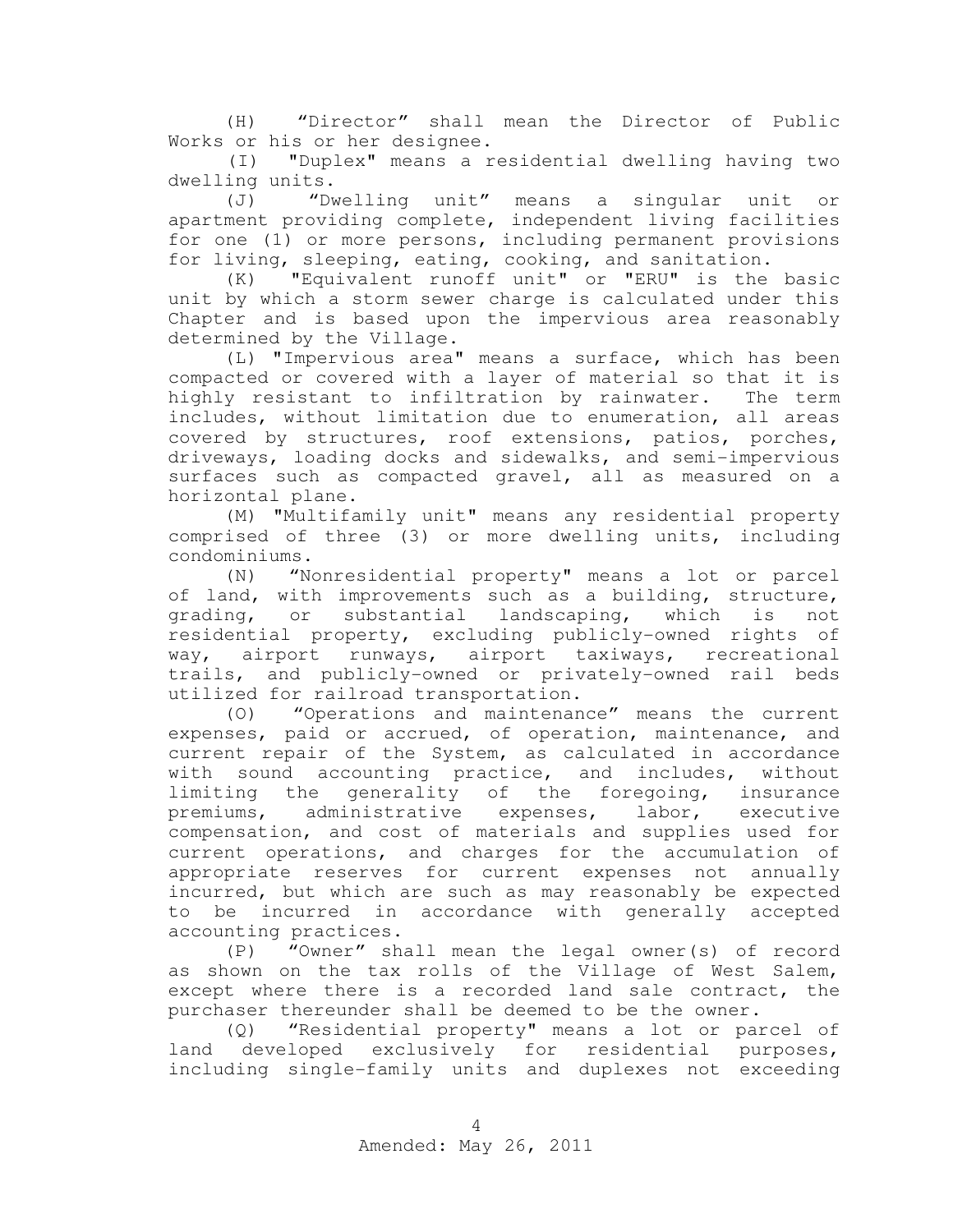(H) "Director" shall mean the Director of Public Works or his or her designee.

(I) "Duplex" means a residential dwelling having two dwelling units.

(J) "Dwelling unit" means a singular unit or apartment providing complete, independent living facilities for one (1) or more persons, including permanent provisions for living, sleeping, eating, cooking, and sanitation.

(K) "Equivalent runoff unit" or "ERU" is the basic unit by which a storm sewer charge is calculated under this Chapter and is based upon the impervious area reasonably determined by the Village.

(L) "Impervious area" means a surface, which has been compacted or covered with a layer of material so that it is highly resistant to infiltration by rainwater. The term includes, without limitation due to enumeration, all areas covered by structures, roof extensions, patios, porches, driveways, loading docks and sidewalks, and semi-impervious surfaces such as compacted gravel, all as measured on a horizontal plane.

(M) "Multifamily unit" means any residential property comprised of three (3) or more dwelling units, including condominiums.

(N) "Nonresidential property" means a lot or parcel of land, with improvements such as a building, structure, grading, or substantial landscaping, which is not residential property, excluding publicly-owned rights of way, airport runways, airport taxiways, recreational trails, and publicly-owned or privately-owned rail beds utilized for railroad transportation.

(O) "Operations and maintenance" means the current expenses, paid or accrued, of operation, maintenance, and current repair of the System, as calculated in accordance with sound accounting practice, and includes, without limiting the generality of the foregoing, insurance premiums, administrative expenses, labor, executive compensation, and cost of materials and supplies used for current operations, and charges for the accumulation of appropriate reserves for current expenses not annually incurred, but which are such as may reasonably be expected to be incurred in accordance with generally accepted accounting practices.

(P) "Owner" shall mean the legal owner(s) of record as shown on the tax rolls of the Village of West Salem, except where there is a recorded land sale contract, the purchaser thereunder shall be deemed to be the owner.

(Q) "Residential property" means a lot or parcel of land developed exclusively for residential purposes, including single-family units and duplexes not exceeding

Amended: May 26, 2011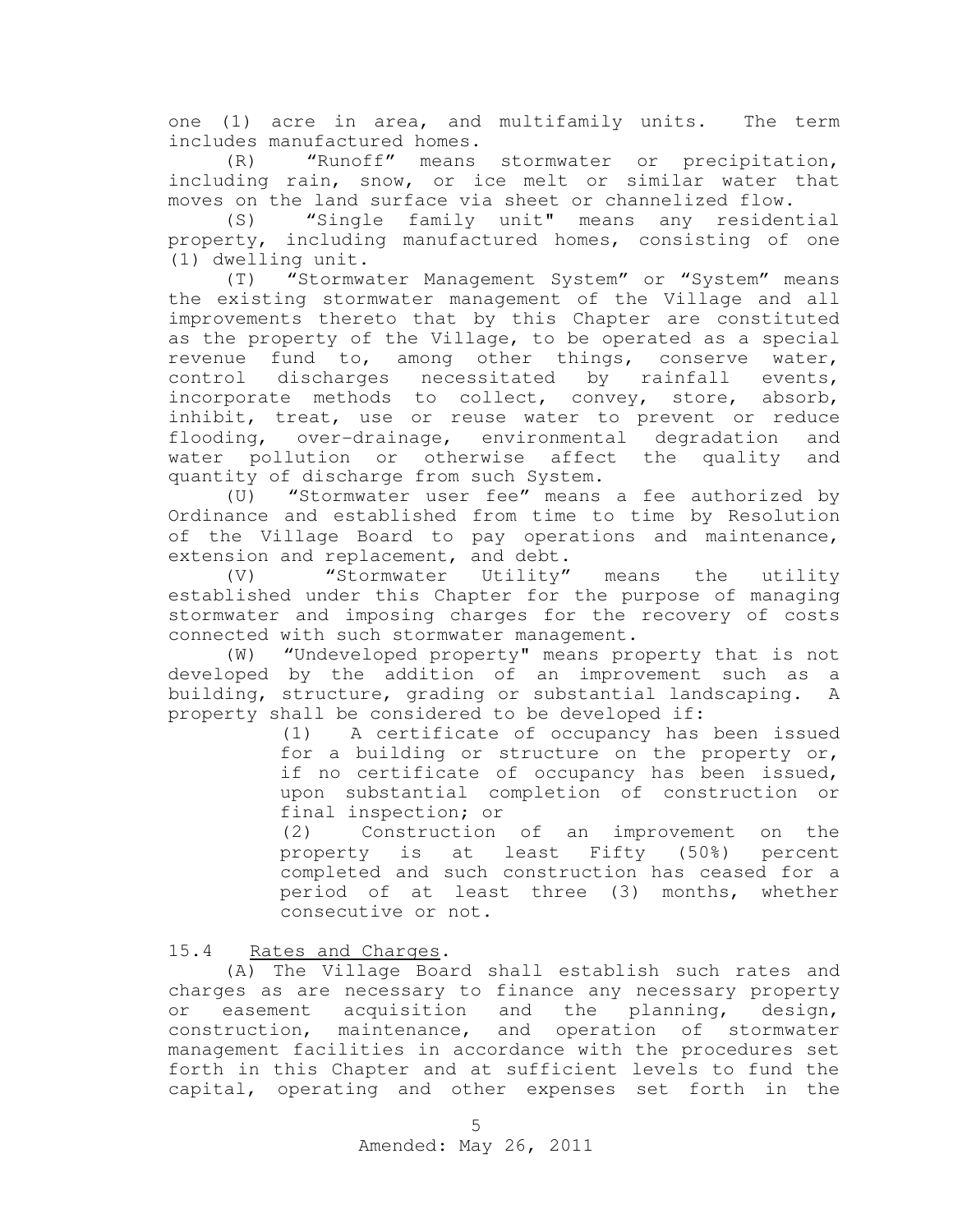one (1) acre in area, and multifamily units. The term includes manufactured homes.

(R) "Runoff" means stormwater or precipitation, including rain, snow, or ice melt or similar water that moves on the land surface via sheet or channelized flow.

(S) "Single family unit" means any residential property, including manufactured homes, consisting of one (1) dwelling unit.

(T) "Stormwater Management System" or "System" means the existing stormwater management of the Village and all improvements thereto that by this Chapter are constituted as the property of the Village, to be operated as a special revenue fund to, among other things, conserve water, control discharges necessitated by rainfall events, incorporate methods to collect, convey, store, absorb, inhibit, treat, use or reuse water to prevent or reduce flooding, over-drainage, environmental degradation and water pollution or otherwise affect the quality and quantity of discharge from such System.

(U) "Stormwater user fee" means a fee authorized by Ordinance and established from time to time by Resolution of the Village Board to pay operations and maintenance, extension and replacement, and debt.

(V) "Stormwater Utility" means the utility established under this Chapter for the purpose of managing stormwater and imposing charges for the recovery of costs connected with such stormwater management.

(W) "Undeveloped property" means property that is not developed by the addition of an improvement such as a building, structure, grading or substantial landscaping. A property shall be considered to be developed if:

> (1) A certificate of occupancy has been issued for a building or structure on the property or, if no certificate of occupancy has been issued, upon substantial completion of construction or final inspection; or
>
> (2) Construction of an improvement on the property is at least Fifty (50%) percent completed and such construction has ceased for a period of at least three (3) months, whether consecutive or not.

15.4 Rates and Charges.

(A) The Village Board shall establish such rates and charges as are necessary to finance any necessary property or easement acquisition and the planning, design, construction, maintenance, and operation of stormwater management facilities in accordance with the procedures set forth in this Chapter and at sufficient levels to fund the capital, operating and other expenses set forth in the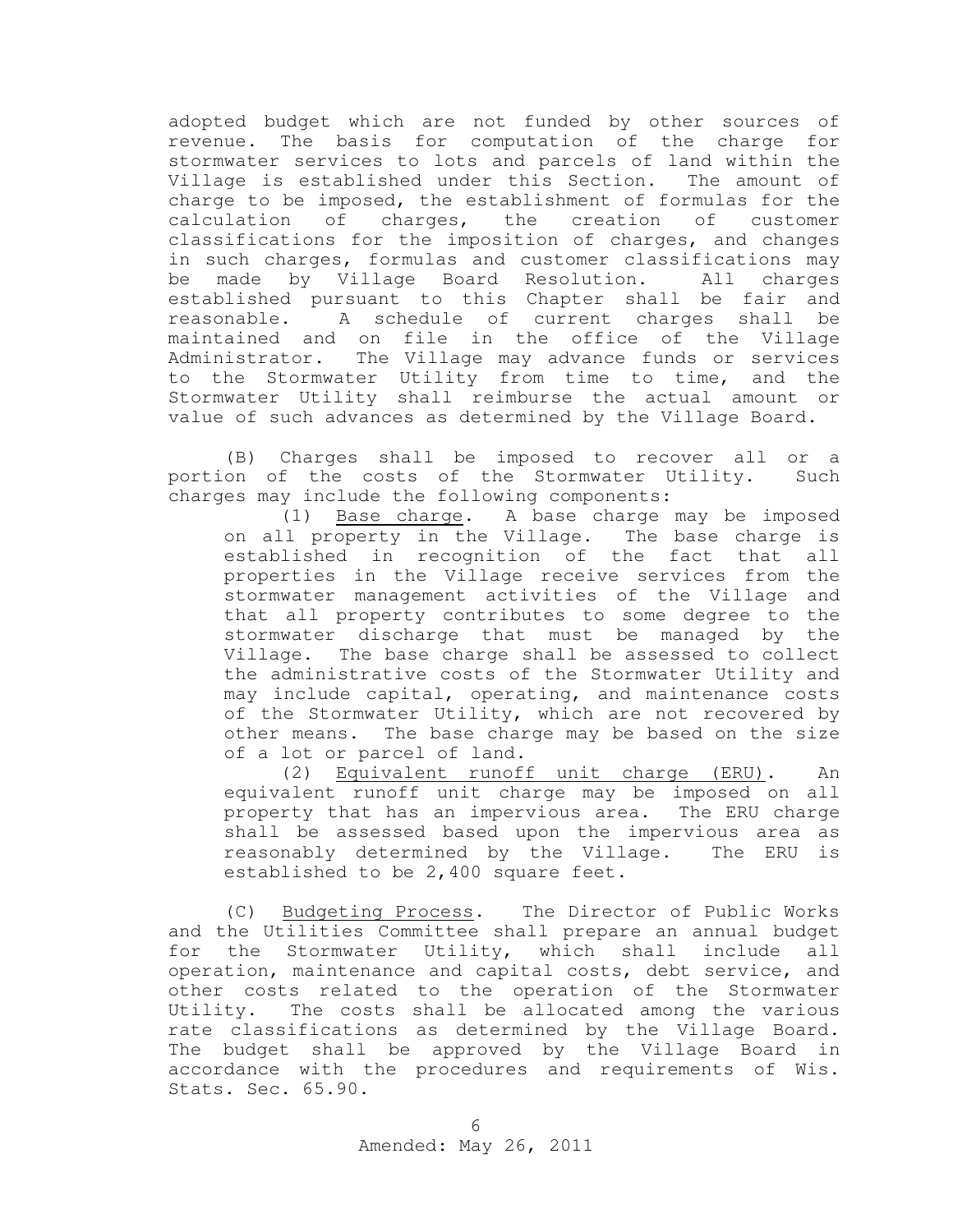adopted budget which are not funded by other sources of revenue. The basis for computation of the charge for stormwater services to lots and parcels of land within the Village is established under this Section. The amount of charge to be imposed, the establishment of formulas for the calculation of charges, the creation of customer classifications for the imposition of charges, and changes in such charges, formulas and customer classifications may be made by Village Board Resolution. All charges established pursuant to this Chapter shall be fair and reasonable. A schedule of current charges shall be maintained and on file in the office of the Village Administrator. The Village may advance funds or services to the Stormwater Utility from time to time, and the Stormwater Utility shall reimburse the actual amount or value of such advances as determined by the Village Board.

(B) Charges shall be imposed to recover all or a portion of the costs of the Stormwater Utility. Such charges may include the following components:

(1) Base charge. A base charge may be imposed on all property in the Village. The base charge is established in recognition of the fact that all properties in the Village receive services from the stormwater management activities of the Village and that all property contributes to some degree to the stormwater discharge that must be managed by the Village. The base charge shall be assessed to collect the administrative costs of the Stormwater Utility and may include capital, operating, and maintenance costs of the Stormwater Utility, which are not recovered by other means. The base charge may be based on the size of a lot or parcel of land.

(2) Equivalent runoff unit charge (ERU). An equivalent runoff unit charge may be imposed on all property that has an impervious area. The ERU charge shall be assessed based upon the impervious area as reasonably determined by the Village. The ERU is established to be 2,400 square feet.

(C) Budgeting Process. The Director of Public Works and the Utilities Committee shall prepare an annual budget for the Stormwater Utility, which shall include all operation, maintenance and capital costs, debt service, and other costs related to the operation of the Stormwater Utility. The costs shall be allocated among the various rate classifications as determined by the Village Board. The budget shall be approved by the Village Board in accordance with the procedures and requirements of Wis. Stats. Sec. 65.90.

Amended: May 26, 2011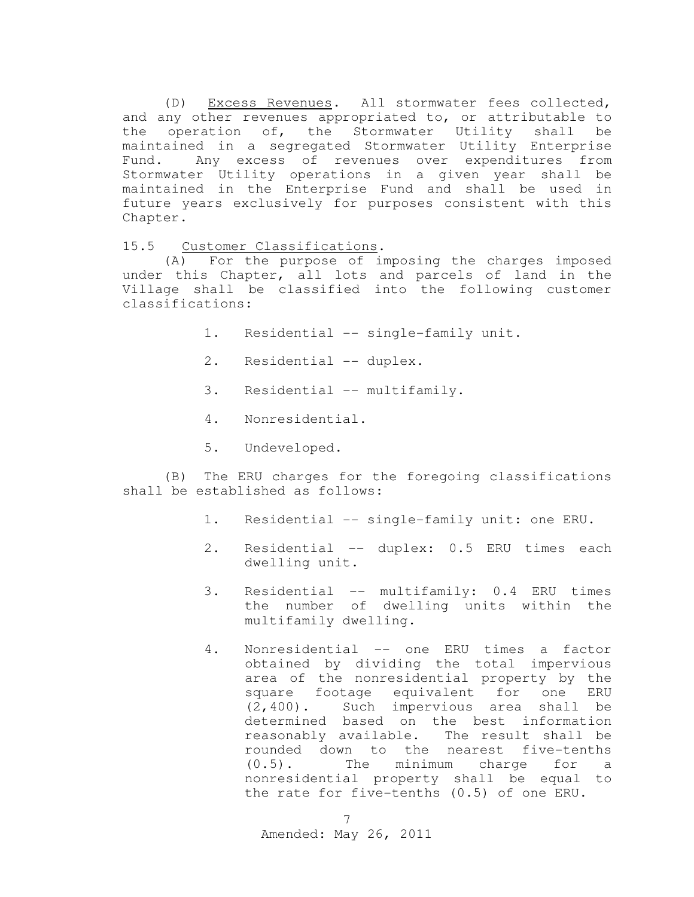(D) Excess Revenues. All stormwater fees collected, and any other revenues appropriated to, or attributable to the operation of, the Stormwater Utility shall be maintained in a segregated Stormwater Utility Enterprise Fund. Any excess of revenues over expenditures from Stormwater Utility operations in a given year shall be maintained in the Enterprise Fund and shall be used in future years exclusively for purposes consistent with this Chapter.

15.5 Customer Classifications.

(A) For the purpose of imposing the charges imposed under this Chapter, all lots and parcels of land in the Village shall be classified into the following customer classifications:

1. Residential -- single-family unit.
2. Residential -- duplex.
3. Residential -- multifamily.
4. Nonresidential.
5. Undeveloped.

(B) The ERU charges for the foregoing classifications shall be established as follows:

1. Residential -- single-family unit: one ERU.
2. Residential -- duplex: 0.5 ERU times each dwelling unit.
3. Residential -- multifamily: 0.4 ERU times the number of dwelling units within the multifamily dwelling.
4. Nonresidential -- one ERU times a factor obtained by dividing the total impervious area of the nonresidential property by the square footage equivalent for one ERU (2,400). Such impervious area shall be determined based on the best information reasonably available. The result shall be rounded down to the nearest five-tenths (0.5). The minimum charge for a nonresidential property shall be equal to the rate for five-tenths (0.5) of one ERU.

Amended: May 26, 2011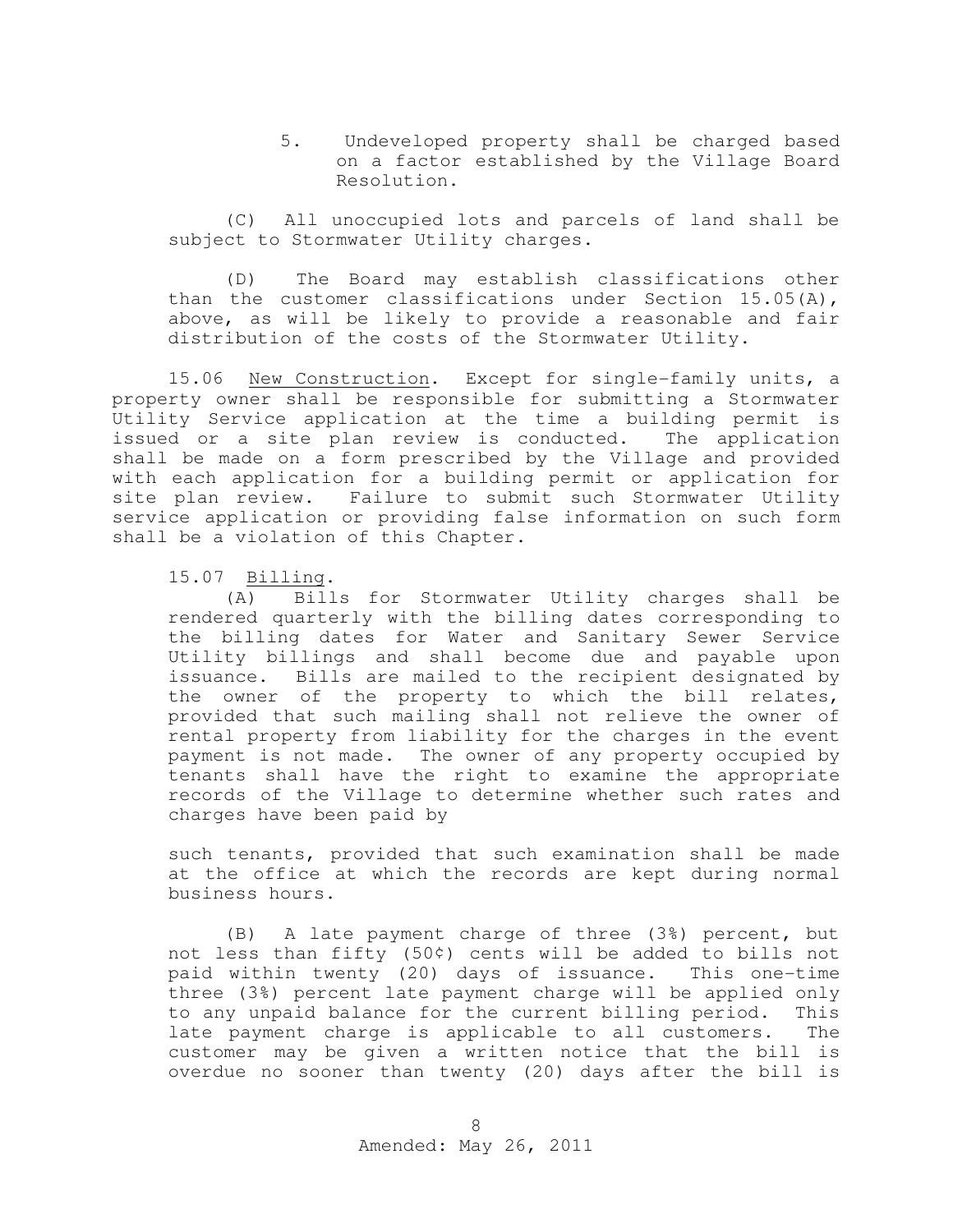5. Undeveloped property shall be charged based on a factor established by the Village Board Resolution.

(C) All unoccupied lots and parcels of land shall be subject to Stormwater Utility charges.

(D) The Board may establish classifications other than the customer classifications under Section 15.05(A), above, as will be likely to provide a reasonable and fair distribution of the costs of the Stormwater Utility.

15.06 New Construction. Except for single-family units, a property owner shall be responsible for submitting a Stormwater Utility Service application at the time a building permit is issued or a site plan review is conducted. The application shall be made on a form prescribed by the Village and provided with each application for a building permit or application for site plan review. Failure to submit such Stormwater Utility service application or providing false information on such form shall be a violation of this Chapter.

15.07 Billing.

(A) Bills for Stormwater Utility charges shall be rendered quarterly with the billing dates corresponding to the billing dates for Water and Sanitary Sewer Service Utility billings and shall become due and payable upon issuance. Bills are mailed to the recipient designated by the owner of the property to which the bill relates, provided that such mailing shall not relieve the owner of rental property from liability for the charges in the event payment is not made. The owner of any property occupied by tenants shall have the right to examine the appropriate records of the Village to determine whether such rates and charges have been paid by such tenants, provided that such examination shall be made at the office at which the records are kept during normal business hours.

(B) A late payment charge of three (3%) percent, but not less than fifty (50¢) cents will be added to bills not paid within twenty (20) days of issuance. This one-time three (3%) percent late payment charge will be applied only to any unpaid balance for the current billing period. This late payment charge is applicable to all customers. The customer may be given a written notice that the bill is overdue no sooner than twenty (20) days after the bill is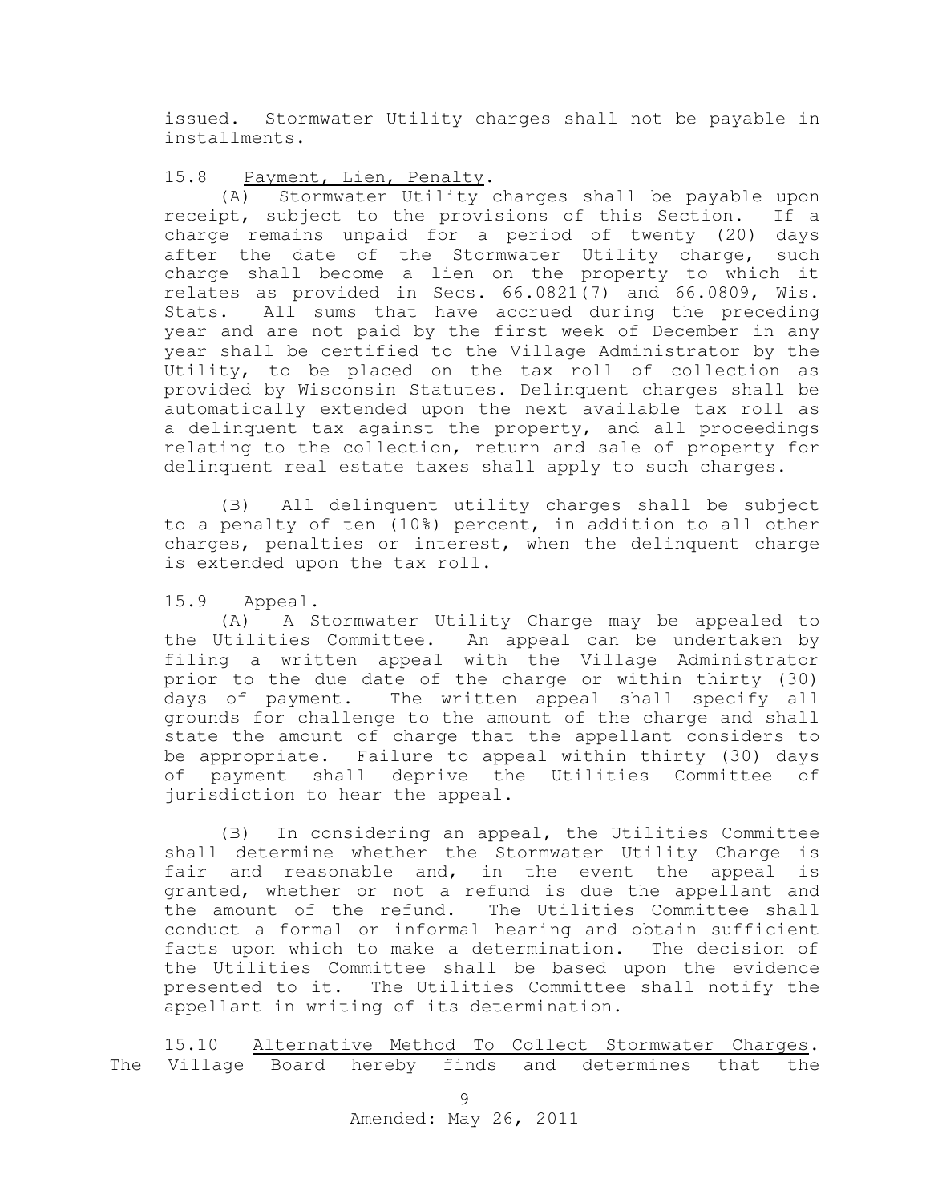issued. Stormwater Utility charges shall not be payable in installments.

15.8 Payment, Lien, Penalty.

(A) Stormwater Utility charges shall be payable upon receipt, subject to the provisions of this Section. If a charge remains unpaid for a period of twenty (20) days after the date of the Stormwater Utility charge, such charge shall become a lien on the property to which it relates as provided in Secs. 66.0821(7) and 66.0809, Wis. Stats. All sums that have accrued during the preceding year and are not paid by the first week of December in any year shall be certified to the Village Administrator by the Utility, to be placed on the tax roll of collection as provided by Wisconsin Statutes. Delinquent charges shall be automatically extended upon the next available tax roll as a delinquent tax against the property, and all proceedings relating to the collection, return and sale of property for delinquent real estate taxes shall apply to such charges.

(B) All delinquent utility charges shall be subject to a penalty of ten (10%) percent, in addition to all other charges, penalties or interest, when the delinquent charge is extended upon the tax roll.

15.9 Appeal.

(A) A Stormwater Utility Charge may be appealed to the Utilities Committee. An appeal can be undertaken by filing a written appeal with the Village Administrator prior to the due date of the charge or within thirty (30) days of payment. The written appeal shall specify all grounds for challenge to the amount of the charge and shall state the amount of charge that the appellant considers to be appropriate. Failure to appeal within thirty (30) days of payment shall deprive the Utilities Committee of jurisdiction to hear the appeal.

(B) In considering an appeal, the Utilities Committee shall determine whether the Stormwater Utility Charge is fair and reasonable and, in the event the appeal is granted, whether or not a refund is due the appellant and the amount of the refund. The Utilities Committee shall conduct a formal or informal hearing and obtain sufficient facts upon which to make a determination. The decision of the Utilities Committee shall be based upon the evidence presented to it. The Utilities Committee shall notify the appellant in writing of its determination.

15.10 Alternative Method To Collect Stormwater Charges. The Village Board hereby finds and determines that the

Amended: May 26, 2011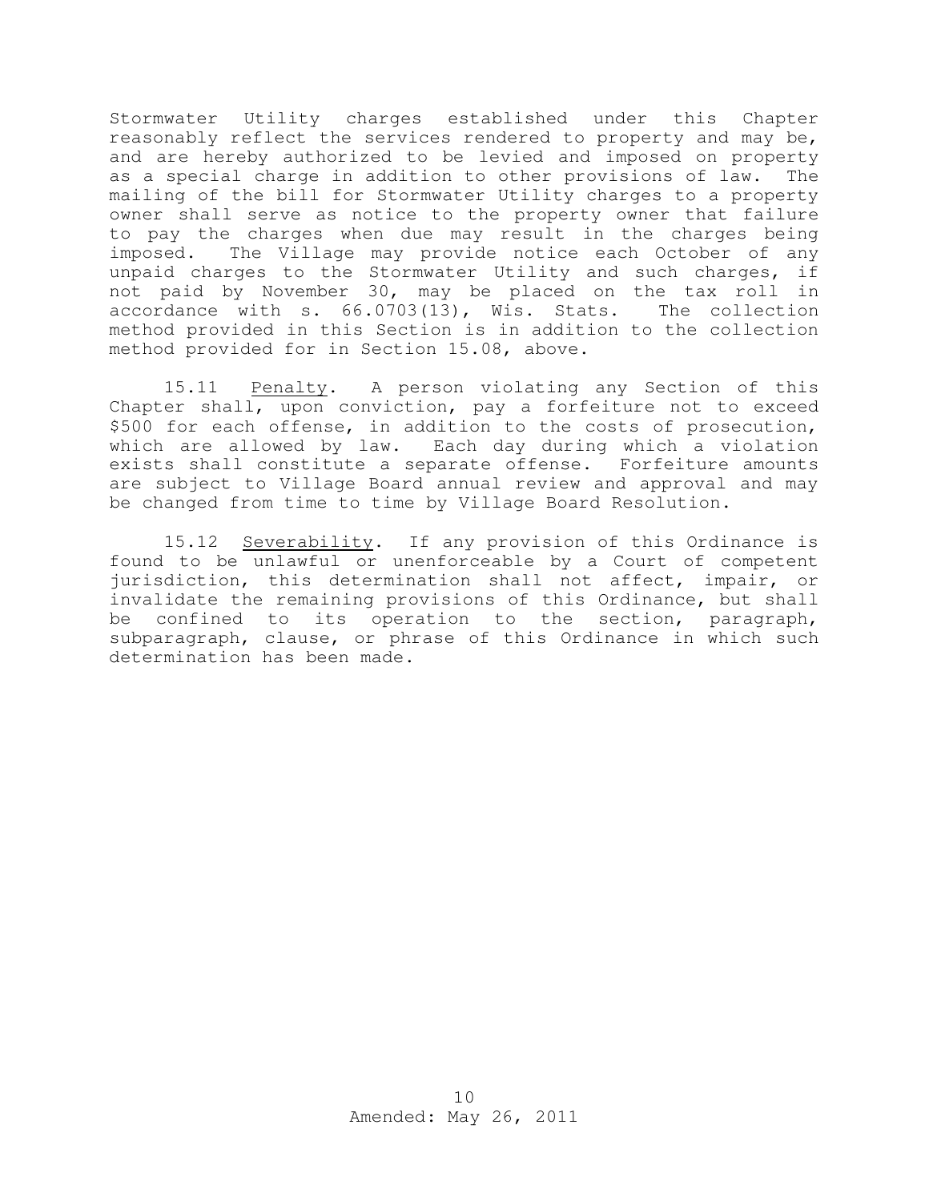Stormwater Utility charges established under this Chapter reasonably reflect the services rendered to property and may be, and are hereby authorized to be levied and imposed on property as a special charge in addition to other provisions of law. The mailing of the bill for Stormwater Utility charges to a property owner shall serve as notice to the property owner that failure to pay the charges when due may result in the charges being imposed. The Village may provide notice each October of any unpaid charges to the Stormwater Utility and such charges, if not paid by November 30, may be placed on the tax roll in accordance with s. 66.0703(13), Wis. Stats. The collection method provided in this Section is in addition to the collection method provided for in Section 15.08, above.

15.11 Penalty. A person violating any Section of this Chapter shall, upon conviction, pay a forfeiture not to exceed $500 for each offense, in addition to the costs of prosecution, which are allowed by law. Each day during which a violation exists shall constitute a separate offense. Forfeiture amounts are subject to Village Board annual review and approval and may be changed from time to time by Village Board Resolution.

15.12 Severability. If any provision of this Ordinance is found to be unlawful or unenforceable by a Court of competent jurisdiction, this determination shall not affect, impair, or invalidate the remaining provisions of this Ordinance, but shall be confined to its operation to the section, paragraph, subparagraph, clause, or phrase of this Ordinance in which such determination has been made.

Amended: May 26, 2011